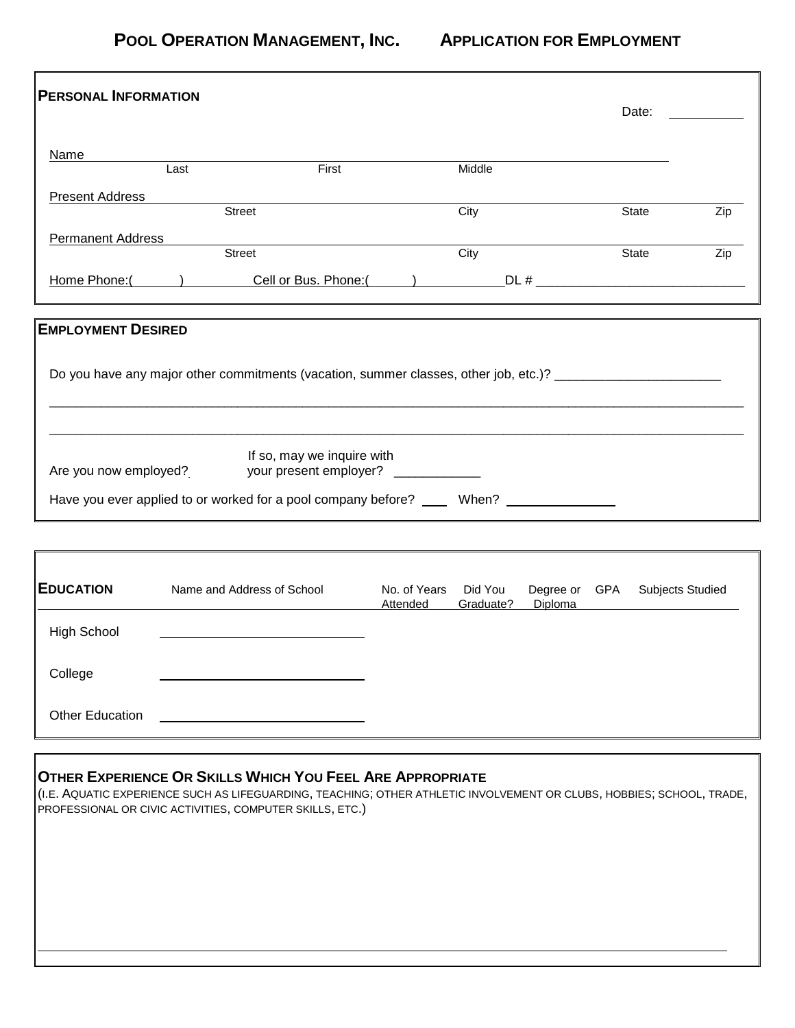# Pool Operation Management, Inc. Application for Employment

## Personal Information

Date: __________

Name ______________________________________________
Last First Middle

Present Address ______________________________________________
Street City State Zip

Permanent Address ______________________________________________
Street City State Zip

Home Phone:( ) Cell or Bus. Phone:( ) DL # ____________________________

## Employment Desired

Do you have any major other commitments (vacation, summer classes, other job, etc.)? ______________________

_____________________________________________________________________________________________

_____________________________________________________________________________________________

Are you now employed? If so, may we inquire with your present employer? ___________

Have you ever applied to or worked for a pool company before? ___ When? ______________

## Education

| Education | Name and Address of School | No. of Years Attended | Did You Graduate? | Degree or Diploma | GPA | Subjects Studied |
|---|---|---|---|---|---|---|
| High School | | | | | | |
| College | | | | | | |
| Other Education | | | | | | |

## Other Experience Or Skills Which You Feel Are Appropriate

(I.E. AQUATIC EXPERIENCE SUCH AS LIFEGUARDING, TEACHING; OTHER ATHLETIC INVOLVEMENT OR CLUBS, HOBBIES; SCHOOL, TRADE, PROFESSIONAL OR CIVIC ACTIVITIES, COMPUTER SKILLS, ETC.)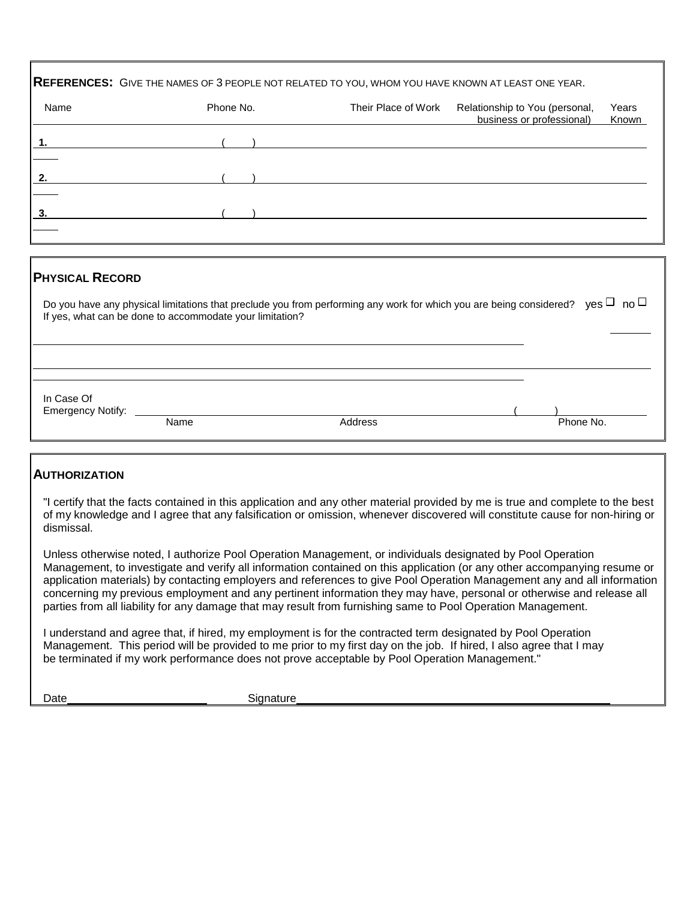**REFERENCES:** GIVE THE NAMES OF 3 PEOPLE NOT RELATED TO YOU, WHOM YOU HAVE KNOWN AT LEAST ONE YEAR.

| Name | Phone No. | Their Place of Work | Relationship to You (personal, business or professional) | Years Known |
|---|---|---|---|---|
| 1. | ( ) | | | |
| 2. | ( ) | | | |
| 3. | ( ) | | | |

## PHYSICAL RECORD

Do you have any physical limitations that preclude you from performing any work for which you are being considered? yes ☐ no ☐
If yes, what can be done to accommodate your limitation?

In Case Of Emergency Notify: ______ ( )

Name Address Phone No.

## AUTHORIZATION

"I certify that the facts contained in this application and any other material provided by me is true and complete to the best of my knowledge and I agree that any falsification or omission, whenever discovered will constitute cause for non-hiring or dismissal.

Unless otherwise noted, I authorize Pool Operation Management, or individuals designated by Pool Operation Management, to investigate and verify all information contained on this application (or any other accompanying resume or application materials) by contacting employers and references to give Pool Operation Management any and all information concerning my previous employment and any pertinent information they may have, personal or otherwise and release all parties from all liability for any damage that may result from furnishing same to Pool Operation Management.

I understand and agree that, if hired, my employment is for the contracted term designated by Pool Operation Management. This period will be provided to me prior to my first day on the job. If hired, I also agree that I may be terminated if my work performance does not prove acceptable by Pool Operation Management."

Date______________________ Signature______________________________________________________